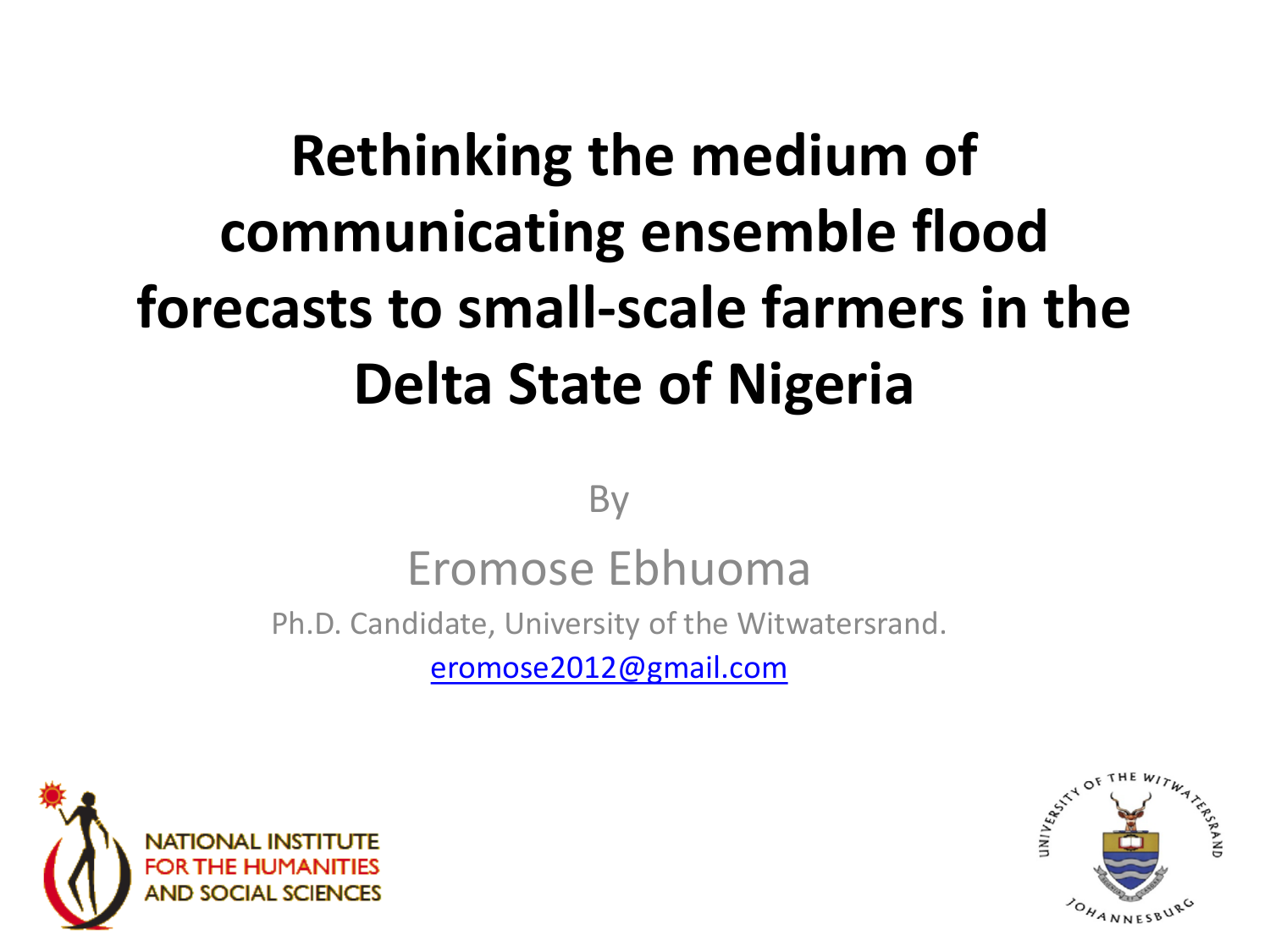# Rethinking the medium of communicating ensemble flood forecasts to small-scale farmers in the Delta State of Nigeria

By

Eromose Ebhuoma

Ph.D. Candidate, University of the Witwatersrand.

eromose2012@gmail.com

NATIONAL INSTITUTE FOR THE HUMANITIES AND SOCIAL SCIENCES

UNIVERSITY OF THE WITWATERSRAND JOHANNESBURG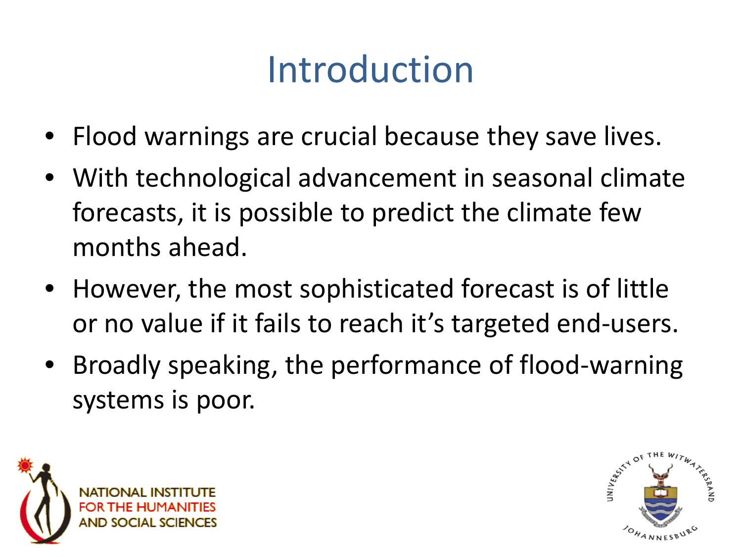# Introduction

- Flood warnings are crucial because they save lives.
- With technological advancement in seasonal climate forecasts, it is possible to predict the climate few months ahead.
- However, the most sophisticated forecast is of little or no value if it fails to reach it's targeted end-users.
- Broadly speaking, the performance of flood-warning systems is poor.

NATIONAL INSTITUTE FOR THE HUMANITIES AND SOCIAL SCIENCES

UNIVERSITY OF THE WITWATERSRAND JOHANNESBURG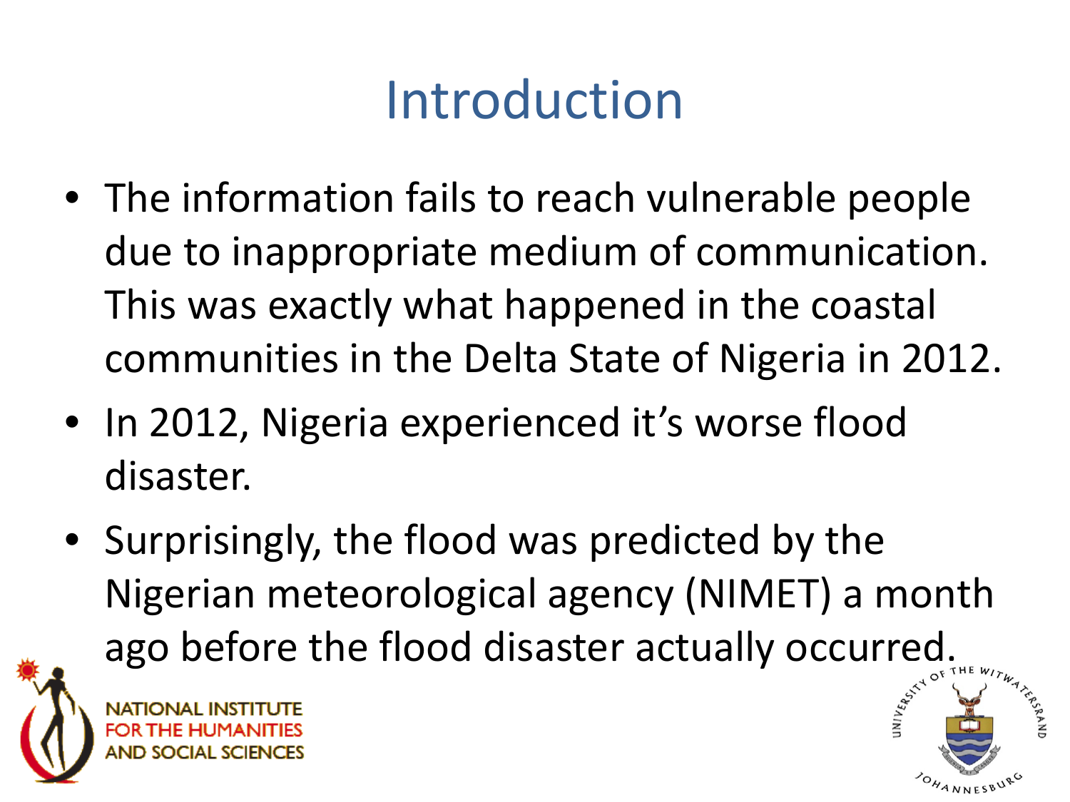# Introduction

- The information fails to reach vulnerable people due to inappropriate medium of communication. This was exactly what happened in the coastal communities in the Delta State of Nigeria in 2012.
- In 2012, Nigeria experienced it's worse flood disaster.
- Surprisingly, the flood was predicted by the Nigerian meteorological agency (NIMET) a month ago before the flood disaster actually occurred.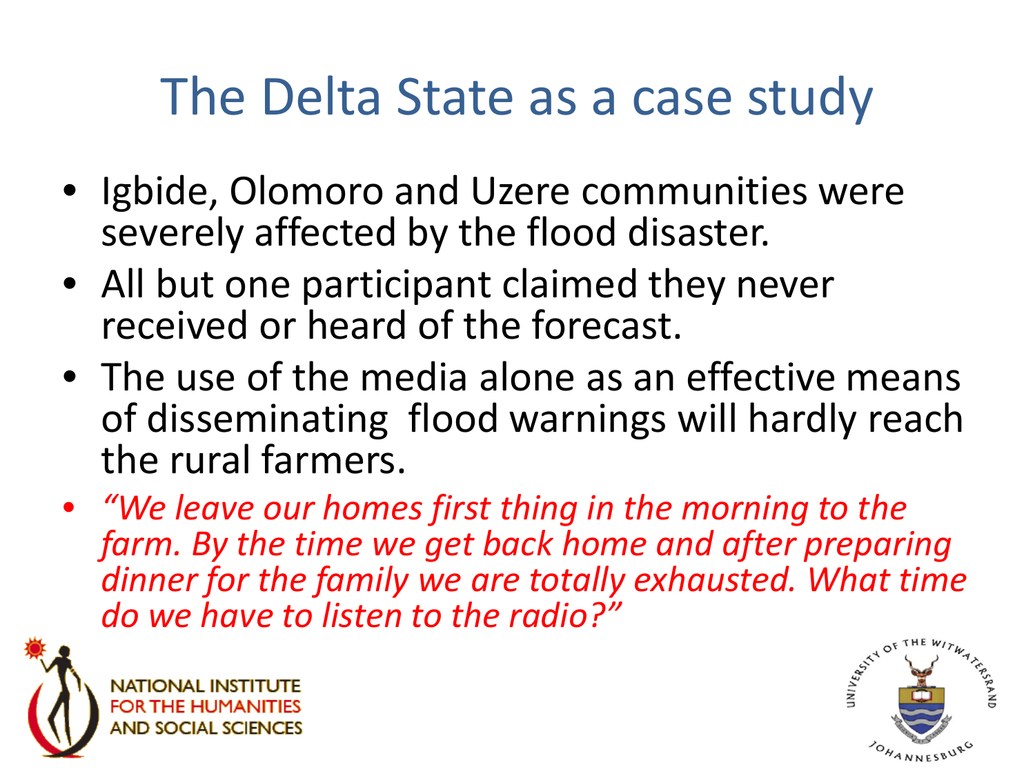# The Delta State as a case study

- Igbide, Olomoro and Uzere communities were severely affected by the flood disaster.
- All but one participant claimed they never received or heard of the forecast.
- The use of the media alone as an effective means of disseminating flood warnings will hardly reach the rural farmers.
- *"We leave our homes first thing in the morning to the farm. By the time we get back home and after preparing dinner for the family we are totally exhausted. What time do we have to listen to the radio?"*

NATIONAL INSTITUTE FOR THE HUMANITIES AND SOCIAL SCIENCES

UNIVERSITY OF THE WITWATERSRAND JOHANNESBURG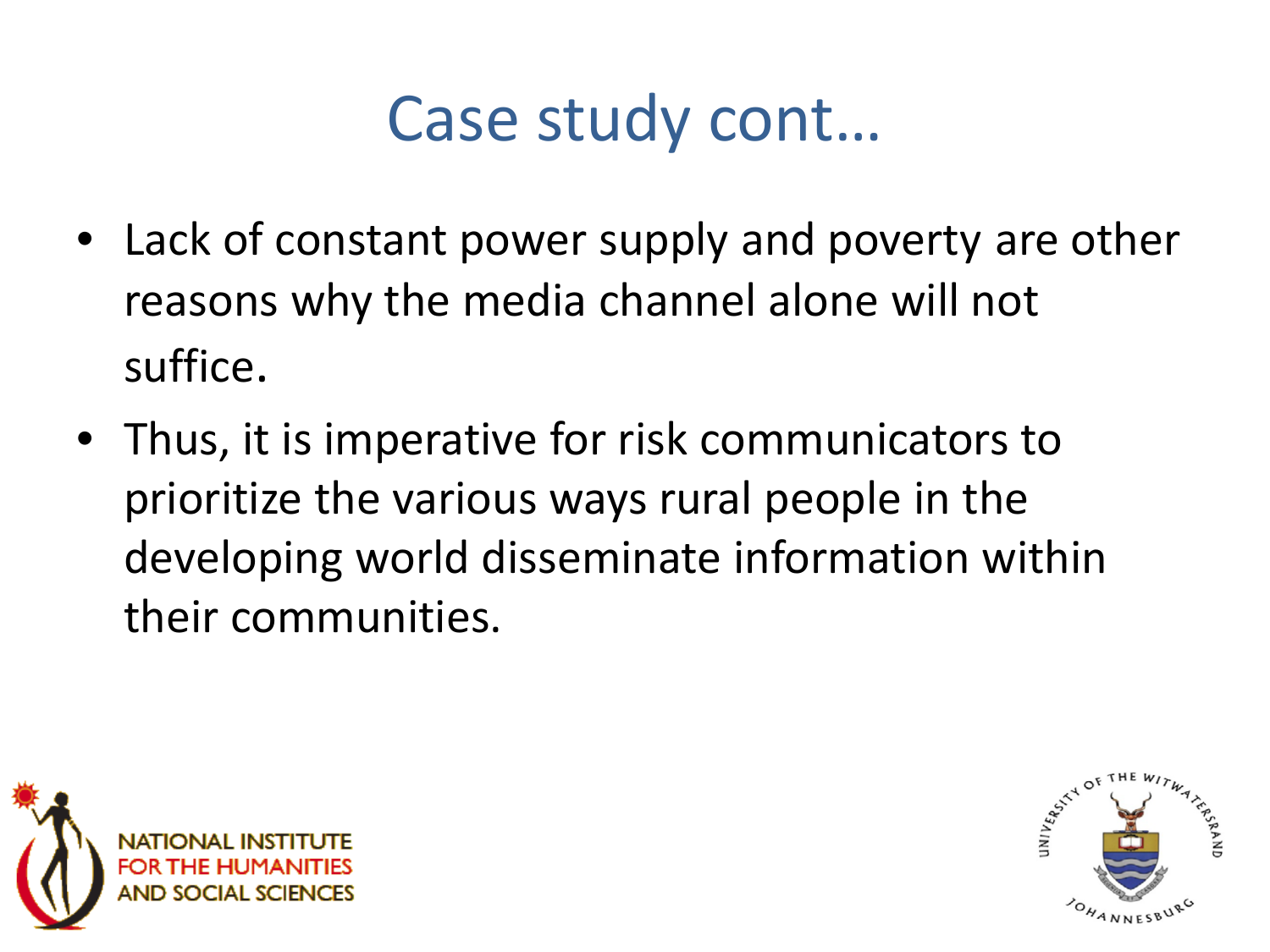# Case study cont…

- Lack of constant power supply and poverty are other reasons why the media channel alone will not suffice.
- Thus, it is imperative for risk communicators to prioritize the various ways rural people in the developing world disseminate information within their communities.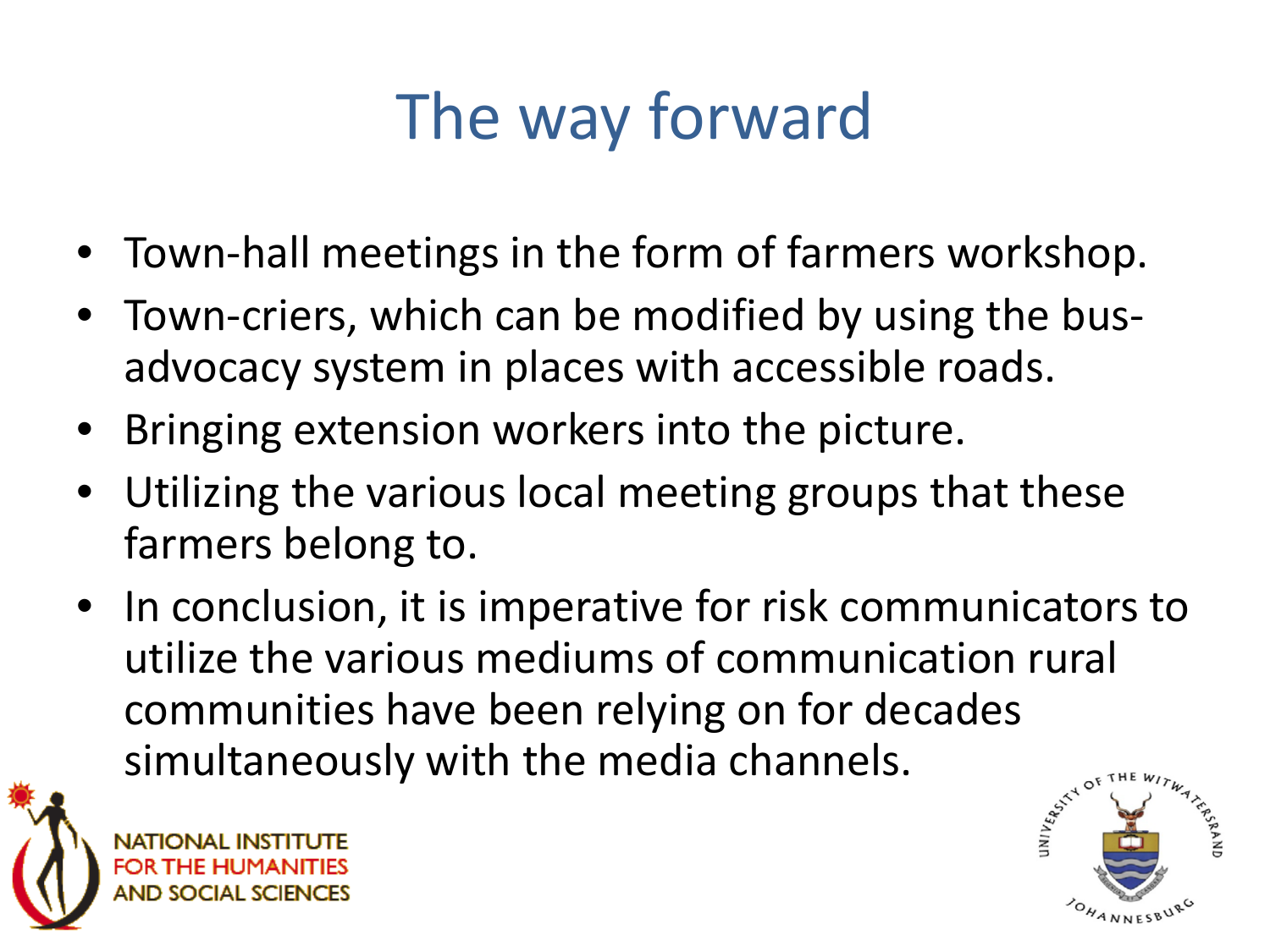# The way forward

- Town-hall meetings in the form of farmers workshop.
- Town-criers, which can be modified by using the bus-advocacy system in places with accessible roads.
- Bringing extension workers into the picture.
- Utilizing the various local meeting groups that these farmers belong to.
- In conclusion, it is imperative for risk communicators to utilize the various mediums of communication rural communities have been relying on for decades simultaneously with the media channels.

NATIONAL INSTITUTE FOR THE HUMANITIES AND SOCIAL SCIENCES

UNIVERSITY OF THE WITWATERSRAND JOHANNESBURG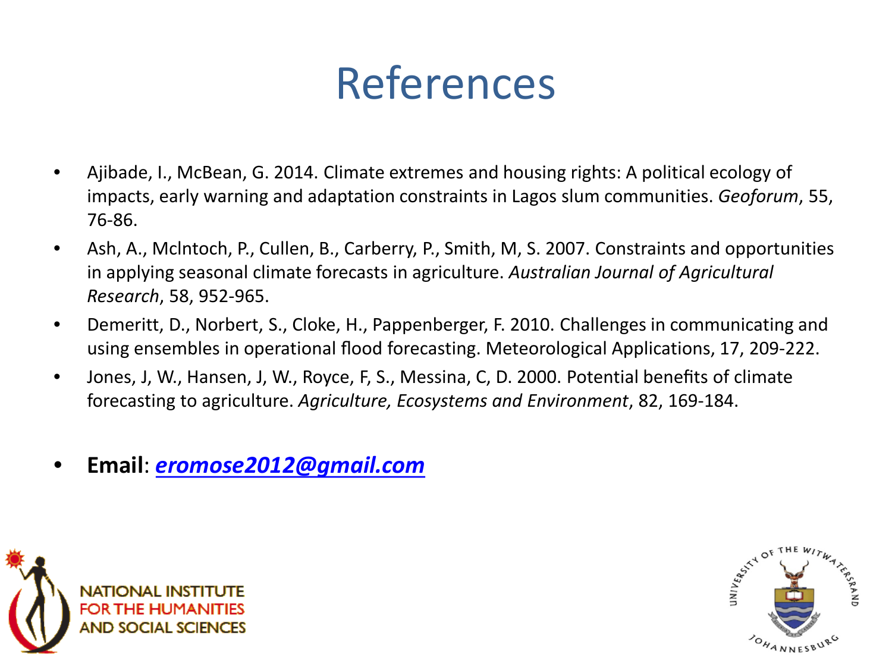# References

- Ajibade, I., McBean, G. 2014. Climate extremes and housing rights: A political ecology of impacts, early warning and adaptation constraints in Lagos slum communities. *Geoforum*, 55, 76-86.
- Ash, A., Mclntoch, P., Cullen, B., Carberry, P., Smith, M, S. 2007. Constraints and opportunities in applying seasonal climate forecasts in agriculture. *Australian Journal of Agricultural Research*, 58, 952-965.
- Demeritt, D., Norbert, S., Cloke, H., Pappenberger, F. 2010. Challenges in communicating and using ensembles in operational flood forecasting. Meteorological Applications, 17, 209-222.
- Jones, J, W., Hansen, J, W., Royce, F, S., Messina, C, D. 2000. Potential benefits of climate forecasting to agriculture. *Agriculture, Ecosystems and Environment*, 82, 169-184.

- **Email**: ***eromose2012@gmail.com***

NATIONAL INSTITUTE FOR THE HUMANITIES AND SOCIAL SCIENCES

UNIVERSITY OF THE WITWATERSRAND JOHANNESBURG